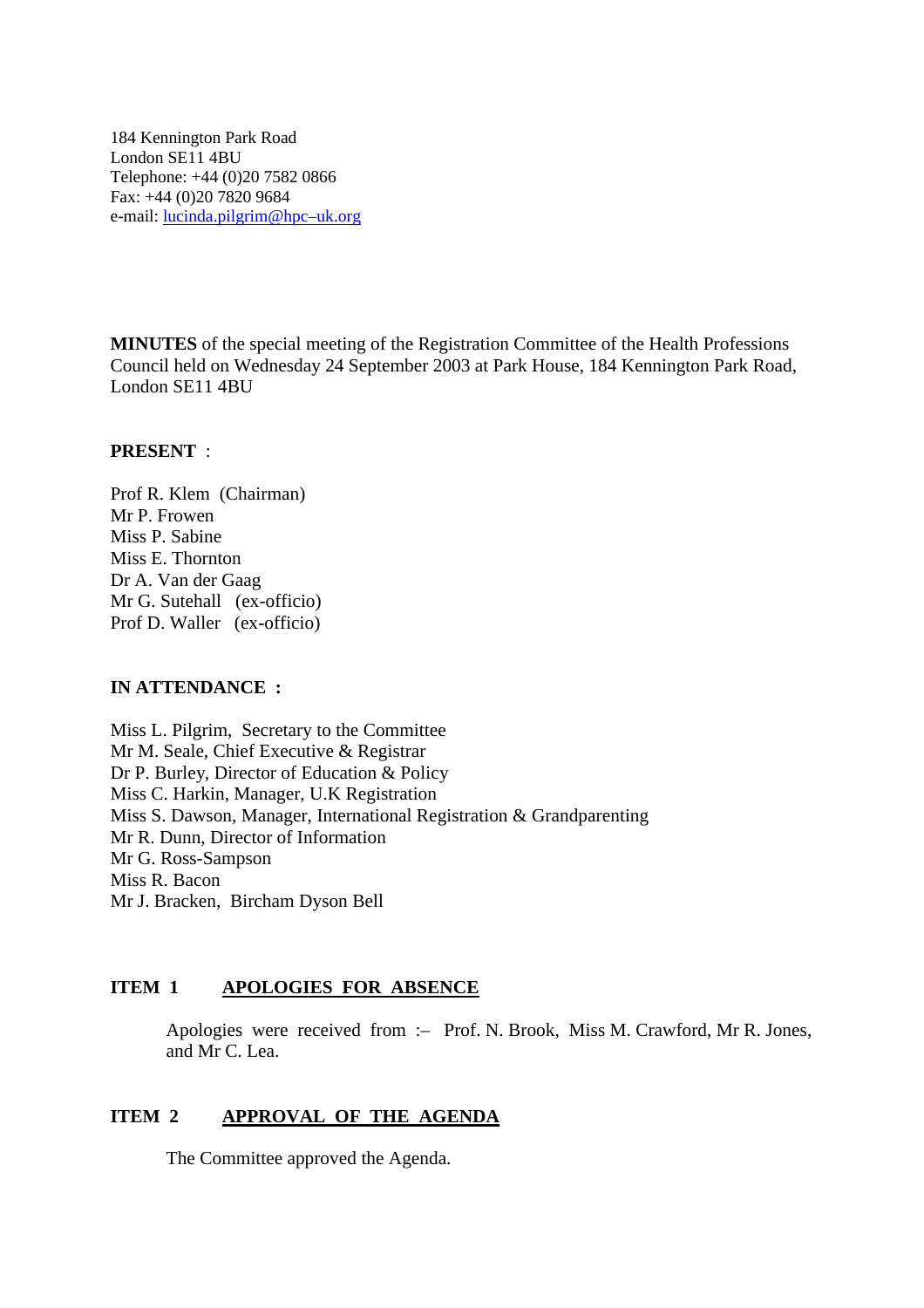184 Kennington Park Road
London SE11 4BU
Telephone: +44 (0)20 7582 0866
Fax: +44 (0)20 7820 9684
e-mail: lucinda.pilgrim@hpc–uk.org

**MINUTES** of the special meeting of the Registration Committee of the Health Professions Council held on Wednesday 24 September 2003 at Park House, 184 Kennington Park Road, London SE11 4BU

**PRESENT** :

Prof R. Klem (Chairman)
Mr P. Frowen
Miss P. Sabine
Miss E. Thornton
Dr A. Van der Gaag
Mr G. Sutehall (ex-officio)
Prof D. Waller (ex-officio)

**IN ATTENDANCE :**

Miss L. Pilgrim, Secretary to the Committee
Mr M. Seale, Chief Executive & Registrar
Dr P. Burley, Director of Education & Policy
Miss C. Harkin, Manager, U.K Registration
Miss S. Dawson, Manager, International Registration & Grandparenting
Mr R. Dunn, Director of Information
Mr G. Ross-Sampson
Miss R. Bacon
Mr J. Bracken, Bircham Dyson Bell

**ITEM 1** **APOLOGIES FOR ABSENCE**

Apologies were received from :– Prof. N. Brook, Miss M. Crawford, Mr R. Jones, and Mr C. Lea.

**ITEM 2** **APPROVAL OF THE AGENDA**

The Committee approved the Agenda.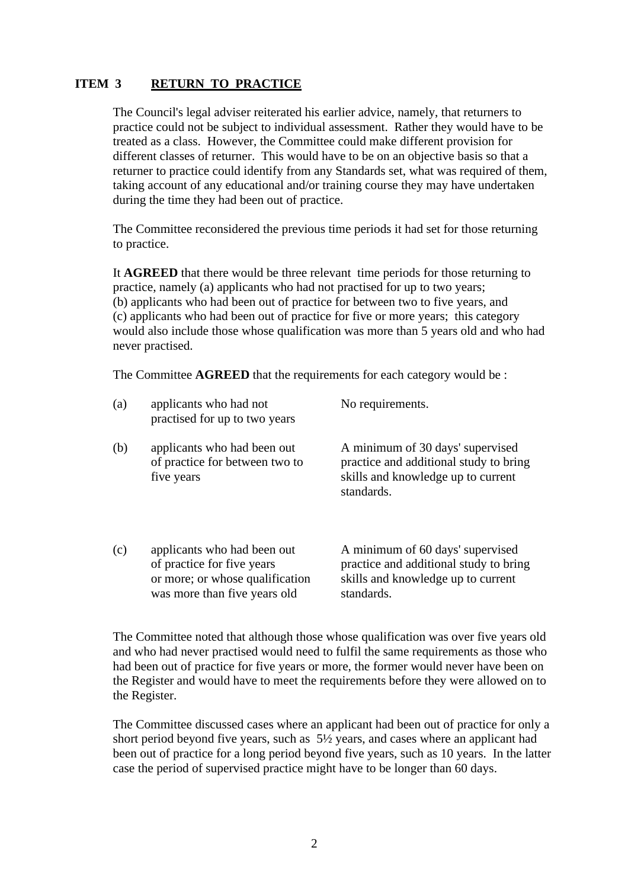**ITEM 3 <u>RETURN TO PRACTICE</u>**

The Council's legal adviser reiterated his earlier advice, namely, that returners to practice could not be subject to individual assessment. Rather they would have to be treated as a class. However, the Committee could make different provision for different classes of returner. This would have to be on an objective basis so that a returner to practice could identify from any Standards set, what was required of them, taking account of any educational and/or training course they may have undertaken during the time they had been out of practice.

The Committee reconsidered the previous time periods it had set for those returning to practice.

It **AGREED** that there would be three relevant time periods for those returning to practice, namely (a) applicants who had not practised for up to two years; (b) applicants who had been out of practice for between two to five years, and (c) applicants who had been out of practice for five or more years; this category would also include those whose qualification was more than 5 years old and who had never practised.

The Committee **AGREED** that the requirements for each category would be :

| | | |
|---|---|---|
| (a) | applicants who had not practised for up to two years | No requirements. |
| (b) | applicants who had been out of practice for between two to five years | A minimum of 30 days' supervised practice and additional study to bring skills and knowledge up to current standards. |
| (c) | applicants who had been out of practice for five years or more; or whose qualification was more than five years old | A minimum of 60 days' supervised practice and additional study to bring skills and knowledge up to current standards. |

The Committee noted that although those whose qualification was over five years old and who had never practised would need to fulfil the same requirements as those who had been out of practice for five years or more, the former would never have been on the Register and would have to meet the requirements before they were allowed on to the Register.

The Committee discussed cases where an applicant had been out of practice for only a short period beyond five years, such as 5½ years, and cases where an applicant had been out of practice for a long period beyond five years, such as 10 years. In the latter case the period of supervised practice might have to be longer than 60 days.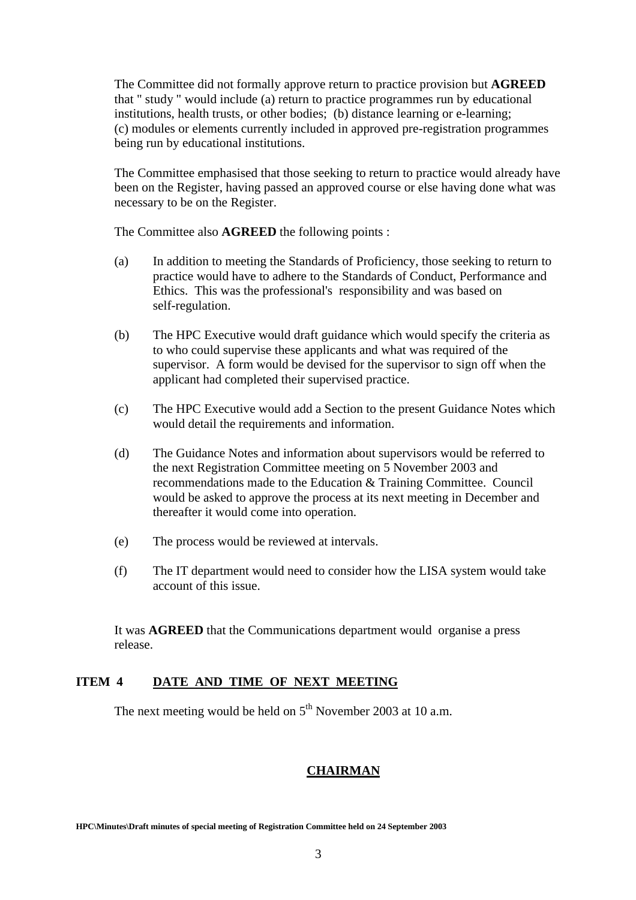The Committee did not formally approve return to practice provision but **AGREED** that " study " would include (a) return to practice programmes run by educational institutions, health trusts, or other bodies; (b) distance learning or e-learning; (c) modules or elements currently included in approved pre-registration programmes being run by educational institutions.

The Committee emphasised that those seeking to return to practice would already have been on the Register, having passed an approved course or else having done what was necessary to be on the Register.

The Committee also **AGREED** the following points :

(a) In addition to meeting the Standards of Proficiency, those seeking to return to practice would have to adhere to the Standards of Conduct, Performance and Ethics. This was the professional's responsibility and was based on self-regulation.

(b) The HPC Executive would draft guidance which would specify the criteria as to who could supervise these applicants and what was required of the supervisor. A form would be devised for the supervisor to sign off when the applicant had completed their supervised practice.

(c) The HPC Executive would add a Section to the present Guidance Notes which would detail the requirements and information.

(d) The Guidance Notes and information about supervisors would be referred to the next Registration Committee meeting on 5 November 2003 and recommendations made to the Education & Training Committee. Council would be asked to approve the process at its next meeting in December and thereafter it would come into operation.

(e) The process would be reviewed at intervals.

(f) The IT department would need to consider how the LISA system would take account of this issue.

It was **AGREED** that the Communications department would organise a press release.

## ITEM 4 DATE AND TIME OF NEXT MEETING

The next meeting would be held on 5th November 2003 at 10 a.m.

**CHAIRMAN**

HPC\Minutes\Draft minutes of special meeting of Registration Committee held on 24 September 2003